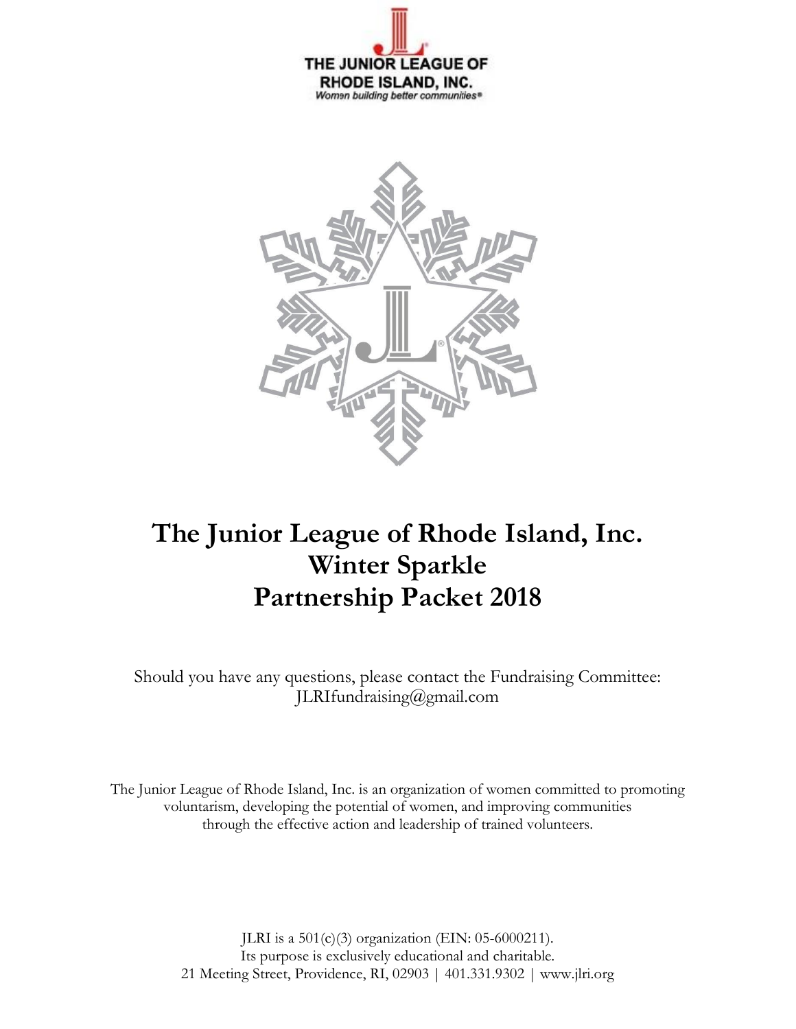THE JUNIOR LEAGUE OF RHODE ISLAND, INC.
*Women building better communities®*

# The Junior League of Rhode Island, Inc.
# Winter Sparkle
# Partnership Packet 2018

Should you have any questions, please contact the Fundraising Committee:
JLRIfundraising@gmail.com

The Junior League of Rhode Island, Inc. is an organization of women committed to promoting voluntarism, developing the potential of women, and improving communities through the effective action and leadership of trained volunteers.

JLRI is a 501(c)(3) organization (EIN: 05-6000211).
Its purpose is exclusively educational and charitable.
21 Meeting Street, Providence, RI, 02903 | 401.331.9302 | www.jlri.org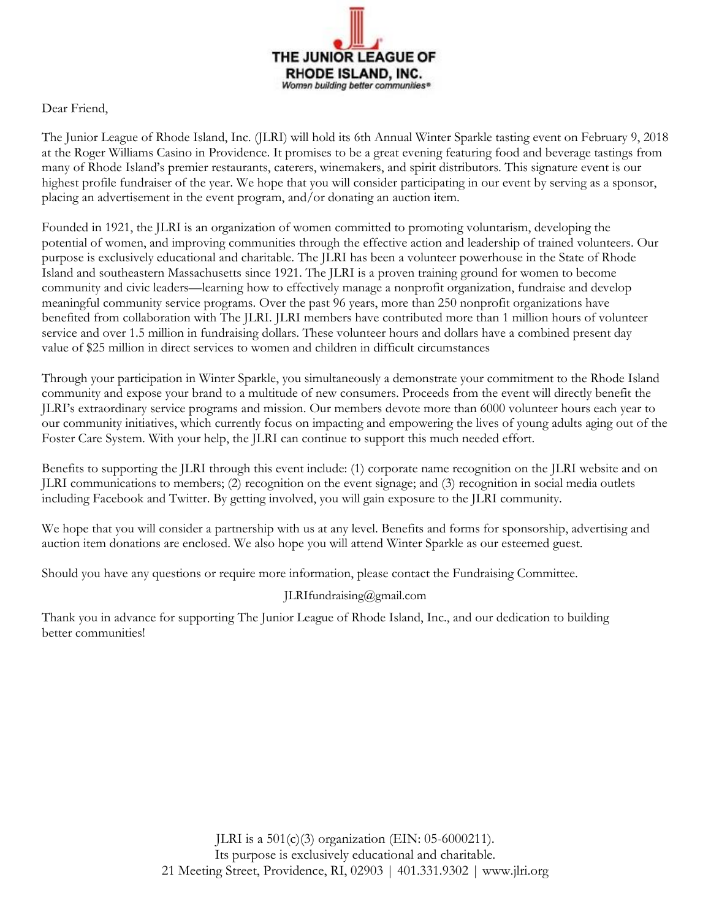**THE JUNIOR LEAGUE OF RHODE ISLAND, INC.**
*Women building better communities®*

Dear Friend,

The Junior League of Rhode Island, Inc. (JLRI) will hold its 6th Annual Winter Sparkle tasting event on February 9, 2018 at the Roger Williams Casino in Providence. It promises to be a great evening featuring food and beverage tastings from many of Rhode Island's premier restaurants, caterers, winemakers, and spirit distributors. This signature event is our highest profile fundraiser of the year. We hope that you will consider participating in our event by serving as a sponsor, placing an advertisement in the event program, and/or donating an auction item.

Founded in 1921, the JLRI is an organization of women committed to promoting voluntarism, developing the potential of women, and improving communities through the effective action and leadership of trained volunteers. Our purpose is exclusively educational and charitable. The JLRI has been a volunteer powerhouse in the State of Rhode Island and southeastern Massachusetts since 1921. The JLRI is a proven training ground for women to become community and civic leaders—learning how to effectively manage a nonprofit organization, fundraise and develop meaningful community service programs. Over the past 96 years, more than 250 nonprofit organizations have benefited from collaboration with The JLRI. JLRI members have contributed more than 1 million hours of volunteer service and over 1.5 million in fundraising dollars. These volunteer hours and dollars have a combined present day value of $25 million in direct services to women and children in difficult circumstances

Through your participation in Winter Sparkle, you simultaneously a demonstrate your commitment to the Rhode Island community and expose your brand to a multitude of new consumers. Proceeds from the event will directly benefit the JLRI's extraordinary service programs and mission. Our members devote more than 6000 volunteer hours each year to our community initiatives, which currently focus on impacting and empowering the lives of young adults aging out of the Foster Care System. With your help, the JLRI can continue to support this much needed effort.

Benefits to supporting the JLRI through this event include: (1) corporate name recognition on the JLRI website and on JLRI communications to members; (2) recognition on the event signage; and (3) recognition in social media outlets including Facebook and Twitter. By getting involved, you will gain exposure to the JLRI community.

We hope that you will consider a partnership with us at any level. Benefits and forms for sponsorship, advertising and auction item donations are enclosed. We also hope you will attend Winter Sparkle as our esteemed guest.

Should you have any questions or require more information, please contact the Fundraising Committee.

JLRIfundraising@gmail.com

Thank you in advance for supporting The Junior League of Rhode Island, Inc., and our dedication to building better communities!

JLRI is a 501(c)(3) organization (EIN: 05-6000211).
Its purpose is exclusively educational and charitable.
21 Meeting Street, Providence, RI, 02903 | 401.331.9302 | www.jlri.org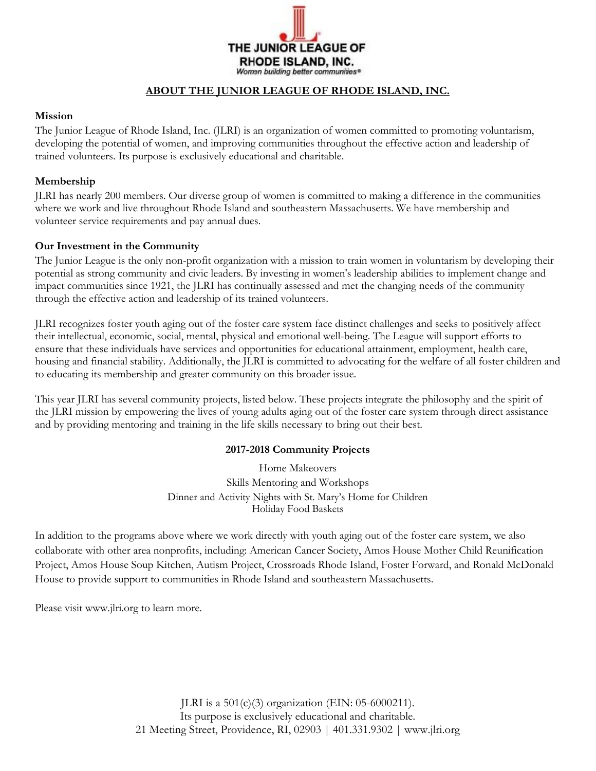THE JUNIOR LEAGUE OF RHODE ISLAND, INC.
*Women building better communities®*

## ABOUT THE JUNIOR LEAGUE OF RHODE ISLAND, INC.

**Mission**

The Junior League of Rhode Island, Inc. (JLRI) is an organization of women committed to promoting voluntarism, developing the potential of women, and improving communities throughout the effective action and leadership of trained volunteers. Its purpose is exclusively educational and charitable.

**Membership**

JLRI has nearly 200 members. Our diverse group of women is committed to making a difference in the communities where we work and live throughout Rhode Island and southeastern Massachusetts. We have membership and volunteer service requirements and pay annual dues.

**Our Investment in the Community**

The Junior League is the only non-profit organization with a mission to train women in voluntarism by developing their potential as strong community and civic leaders. By investing in women's leadership abilities to implement change and impact communities since 1921, the JLRI has continually assessed and met the changing needs of the community through the effective action and leadership of its trained volunteers.

JLRI recognizes foster youth aging out of the foster care system face distinct challenges and seeks to positively affect their intellectual, economic, social, mental, physical and emotional well-being. The League will support efforts to ensure that these individuals have services and opportunities for educational attainment, employment, health care, housing and financial stability. Additionally, the JLRI is committed to advocating for the welfare of all foster children and to educating its membership and greater community on this broader issue.

This year JLRI has several community projects, listed below. These projects integrate the philosophy and the spirit of the JLRI mission by empowering the lives of young adults aging out of the foster care system through direct assistance and by providing mentoring and training in the life skills necessary to bring out their best.

**2017-2018 Community Projects**

Home Makeovers
Skills Mentoring and Workshops
Dinner and Activity Nights with St. Mary's Home for Children
Holiday Food Baskets

In addition to the programs above where we work directly with youth aging out of the foster care system, we also collaborate with other area nonprofits, including: American Cancer Society, Amos House Mother Child Reunification Project, Amos House Soup Kitchen, Autism Project, Crossroads Rhode Island, Foster Forward, and Ronald McDonald House to provide support to communities in Rhode Island and southeastern Massachusetts.

Please visit www.jlri.org to learn more.

JLRI is a 501(c)(3) organization (EIN: 05-6000211).
Its purpose is exclusively educational and charitable.
21 Meeting Street, Providence, RI, 02903 | 401.331.9302 | www.jlri.org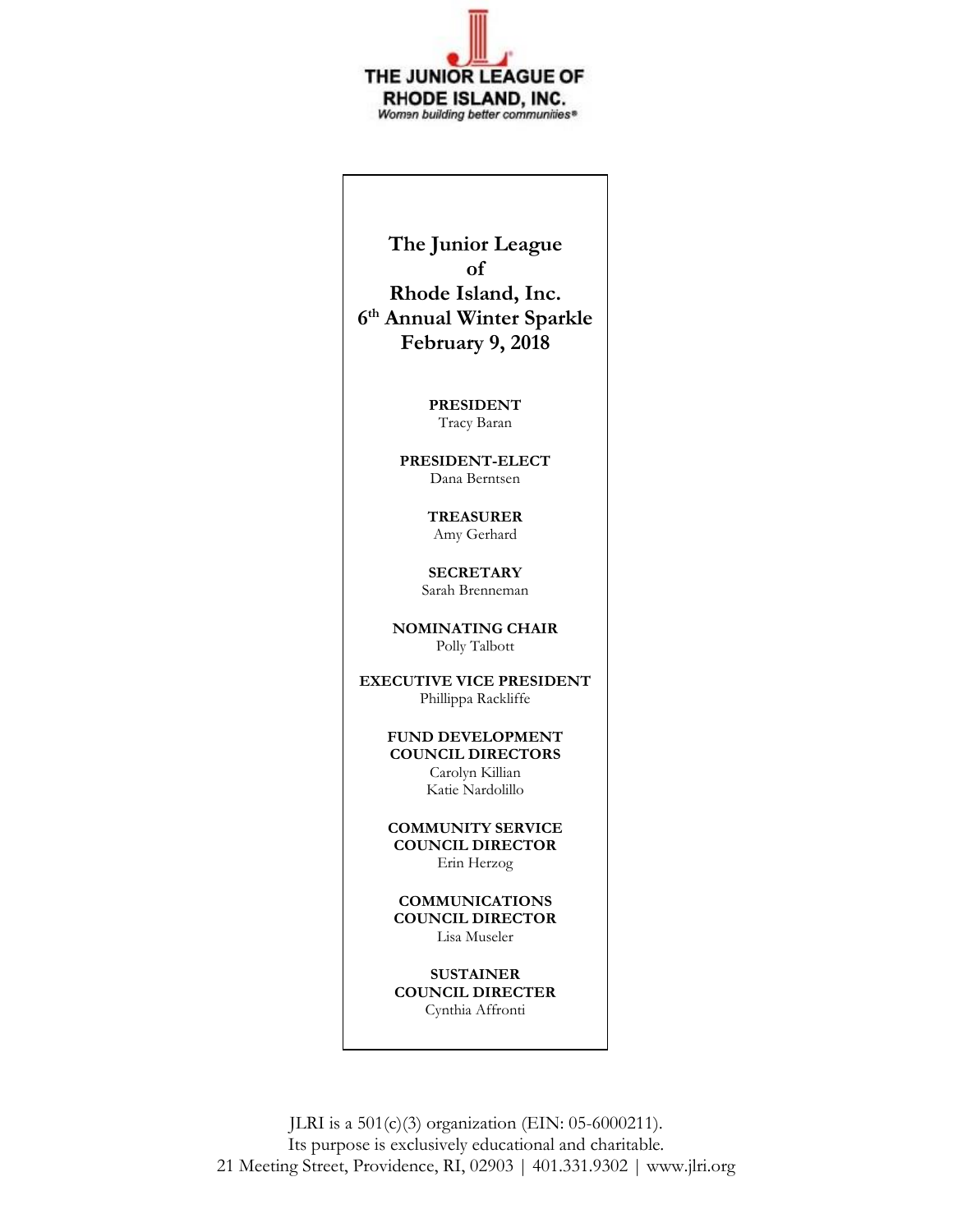THE JUNIOR LEAGUE OF
RHODE ISLAND, INC.
*Women building better communities®*

# The Junior League of Rhode Island, Inc.
## 6th Annual Winter Sparkle
## February 9, 2018

**PRESIDENT**
Tracy Baran

**PRESIDENT-ELECT**
Dana Berntsen

**TREASURER**
Amy Gerhard

**SECRETARY**
Sarah Brenneman

**NOMINATING CHAIR**
Polly Talbott

**EXECUTIVE VICE PRESIDENT**
Phillippa Rackliffe

**FUND DEVELOPMENT COUNCIL DIRECTORS**
Carolyn Killian
Katie Nardolillo

**COMMUNITY SERVICE COUNCIL DIRECTOR**
Erin Herzog

**COMMUNICATIONS COUNCIL DIRECTOR**
Lisa Museler

**SUSTAINER COUNCIL DIRECTER**
Cynthia Affronti

JLRI is a 501(c)(3) organization (EIN: 05-6000211).
Its purpose is exclusively educational and charitable.
21 Meeting Street, Providence, RI, 02903 | 401.331.9302 | www.jlri.org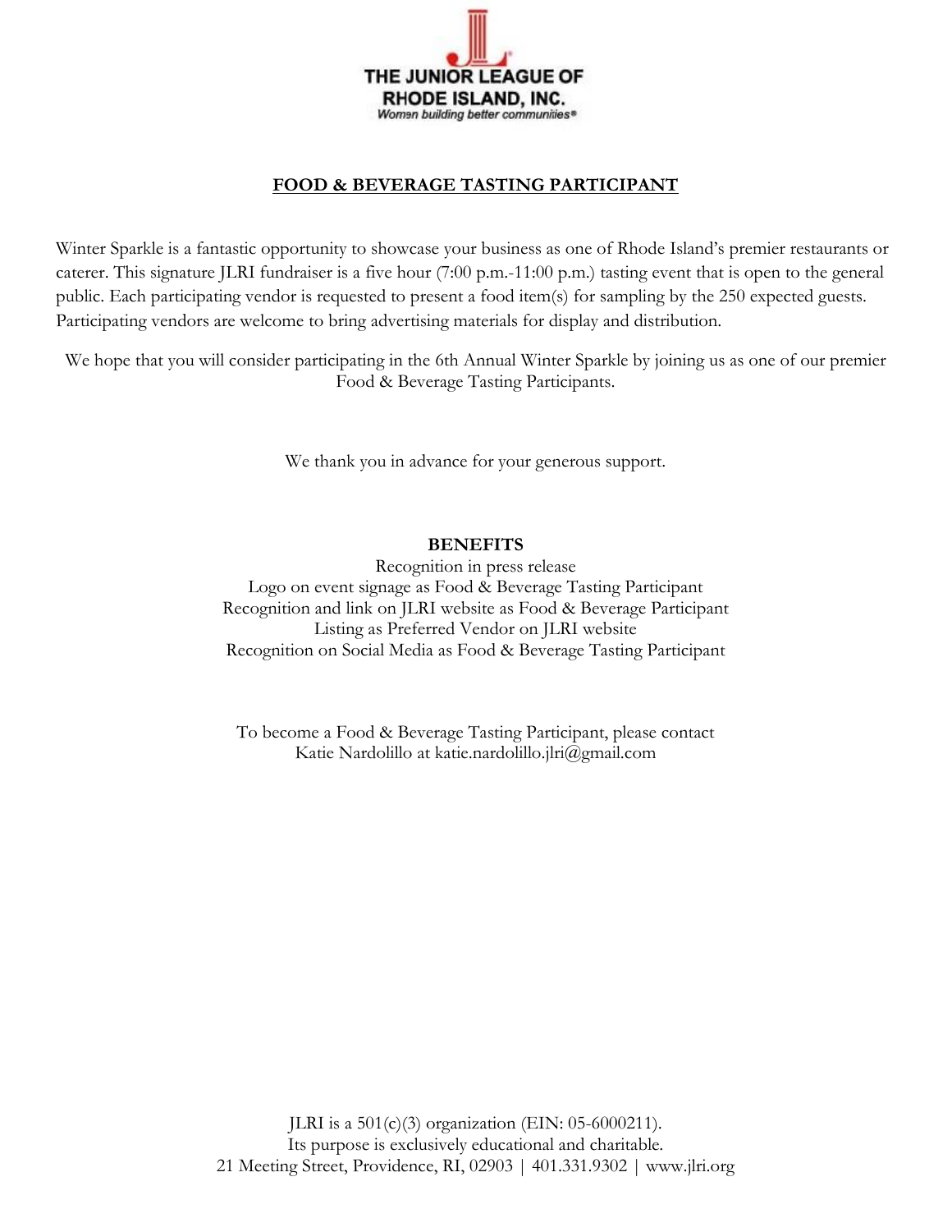THE JUNIOR LEAGUE OF RHODE ISLAND, INC.
*Women building better communities®*

## FOOD & BEVERAGE TASTING PARTICIPANT

Winter Sparkle is a fantastic opportunity to showcase your business as one of Rhode Island's premier restaurants or caterer. This signature JLRI fundraiser is a five hour (7:00 p.m.-11:00 p.m.) tasting event that is open to the general public. Each participating vendor is requested to present a food item(s) for sampling by the 250 expected guests. Participating vendors are welcome to bring advertising materials for display and distribution.

We hope that you will consider participating in the 6th Annual Winter Sparkle by joining us as one of our premier Food & Beverage Tasting Participants.

We thank you in advance for your generous support.

**BENEFITS**

Recognition in press release
Logo on event signage as Food & Beverage Tasting Participant
Recognition and link on JLRI website as Food & Beverage Participant
Listing as Preferred Vendor on JLRI website
Recognition on Social Media as Food & Beverage Tasting Participant

To become a Food & Beverage Tasting Participant, please contact Katie Nardolillo at katie.nardolillo.jlri@gmail.com

JLRI is a 501(c)(3) organization (EIN: 05-6000211).
Its purpose is exclusively educational and charitable.
21 Meeting Street, Providence, RI, 02903 | 401.331.9302 | www.jlri.org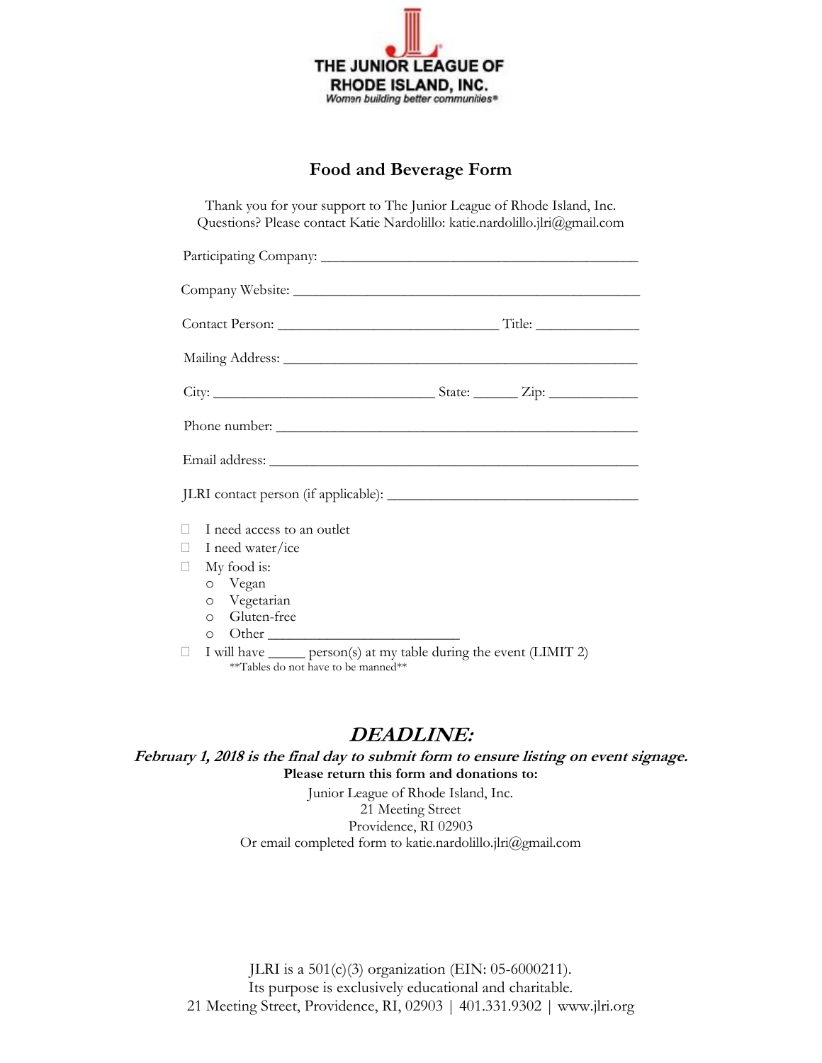THE JUNIOR LEAGUE OF RHODE ISLAND, INC.
*Women building better communities®*

## Food and Beverage Form

Thank you for your support to The Junior League of Rhode Island, Inc.
Questions? Please contact Katie Nardolillo: katie.nardolillo.jlri@gmail.com

Participating Company: ___________________________________________

Company Website: _______________________________________________

Contact Person: ______________________________ Title: ______________

Mailing Address: _______________________________________________

City: ______________________________ State: ______ Zip: ____________

Phone number: _________________________________________________

Email address: _________________________________________________

JLRI contact person (if applicable): __________________________________

- ☐ I need access to an outlet
- ☐ I need water/ice
- ☐ My food is:
  - o Vegan
  - o Vegetarian
  - o Gluten-free
  - o Other __________________________
- ☐ I will have _____ person(s) at my table during the event (LIMIT 2)
  **Tables do not have to be manned**

## *DEADLINE:*

***February 1, 2018 is the final day to submit form to ensure listing on event signage.***

**Please return this form and donations to:**

Junior League of Rhode Island, Inc.
21 Meeting Street
Providence, RI 02903
Or email completed form to katie.nardolillo.jlri@gmail.com

JLRI is a 501(c)(3) organization (EIN: 05-6000211).
Its purpose is exclusively educational and charitable.
21 Meeting Street, Providence, RI, 02903 | 401.331.9302 | www.jlri.org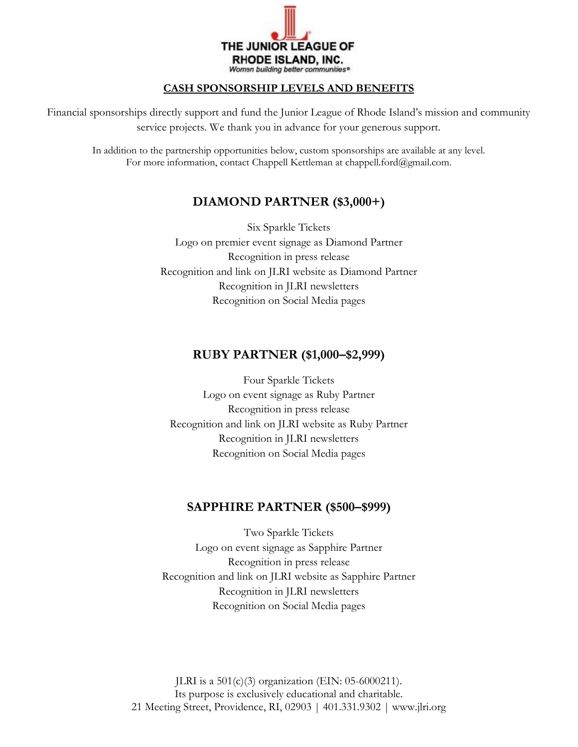THE JUNIOR LEAGUE OF RHODE ISLAND, INC.

*Women building better communities®*

**CASH SPONSORSHIP LEVELS AND BENEFITS**

Financial sponsorships directly support and fund the Junior League of Rhode Island's mission and community service projects. We thank you in advance for your generous support.

In addition to the partnership opportunities below, custom sponsorships are available at any level.
For more information, contact Chappell Kettleman at chappell.ford@gmail.com.

## DIAMOND PARTNER ($3,000+)

Six Sparkle Tickets
Logo on premier event signage as Diamond Partner
Recognition in press release
Recognition and link on JLRI website as Diamond Partner
Recognition in JLRI newsletters
Recognition on Social Media pages

## RUBY PARTNER ($1,000–$2,999)

Four Sparkle Tickets
Logo on event signage as Ruby Partner
Recognition in press release
Recognition and link on JLRI website as Ruby Partner
Recognition in JLRI newsletters
Recognition on Social Media pages

## SAPPHIRE PARTNER ($500–$999)

Two Sparkle Tickets
Logo on event signage as Sapphire Partner
Recognition in press release
Recognition and link on JLRI website as Sapphire Partner
Recognition in JLRI newsletters
Recognition on Social Media pages

JLRI is a 501(c)(3) organization (EIN: 05-6000211).
Its purpose is exclusively educational and charitable.
21 Meeting Street, Providence, RI, 02903 | 401.331.9302 | www.jlri.org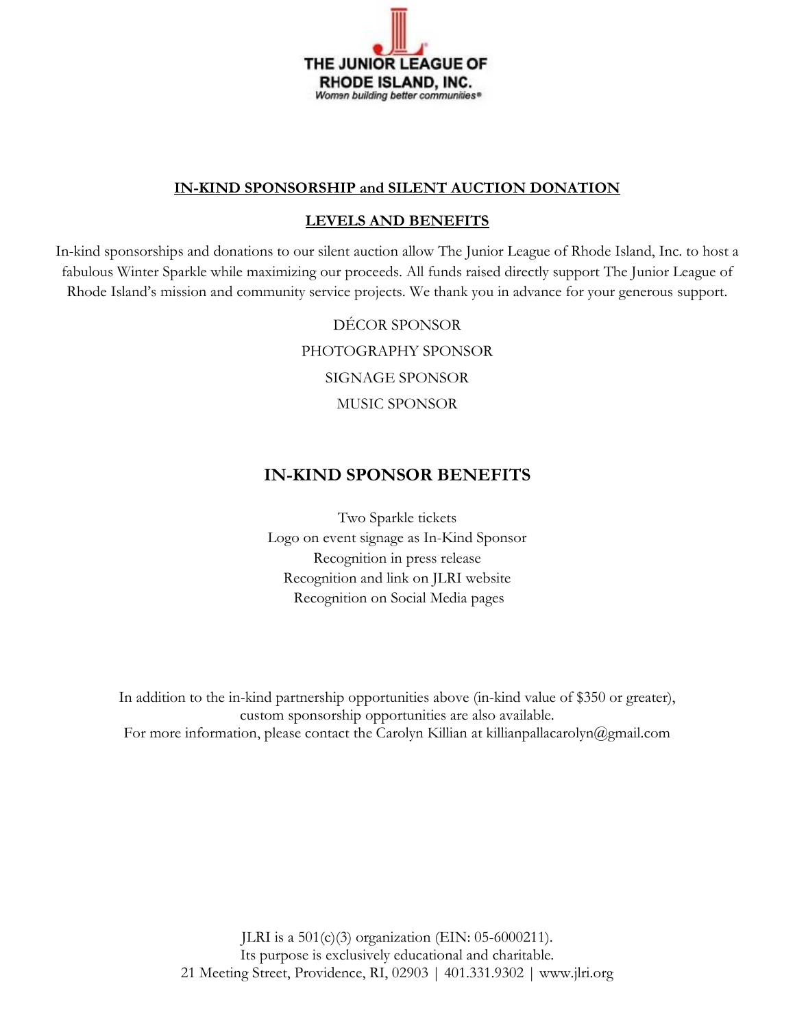THE JUNIOR LEAGUE OF RHODE ISLAND, INC.
*Women building better communities®*

## IN-KIND SPONSORSHIP and SILENT AUCTION DONATION

## LEVELS AND BENEFITS

In-kind sponsorships and donations to our silent auction allow The Junior League of Rhode Island, Inc. to host a fabulous Winter Sparkle while maximizing our proceeds. All funds raised directly support The Junior League of Rhode Island's mission and community service projects. We thank you in advance for your generous support.

DÉCOR SPONSOR

PHOTOGRAPHY SPONSOR

SIGNAGE SPONSOR

MUSIC SPONSOR

## IN-KIND SPONSOR BENEFITS

Two Sparkle tickets
Logo on event signage as In-Kind Sponsor
Recognition in press release
Recognition and link on JLRI website
Recognition on Social Media pages

In addition to the in-kind partnership opportunities above (in-kind value of $350 or greater), custom sponsorship opportunities are also available.
For more information, please contact the Carolyn Killian at killianpallacarolyn@gmail.com

JLRI is a 501(c)(3) organization (EIN: 05-6000211).
Its purpose is exclusively educational and charitable.
21 Meeting Street, Providence, RI, 02903 | 401.331.9302 | www.jlri.org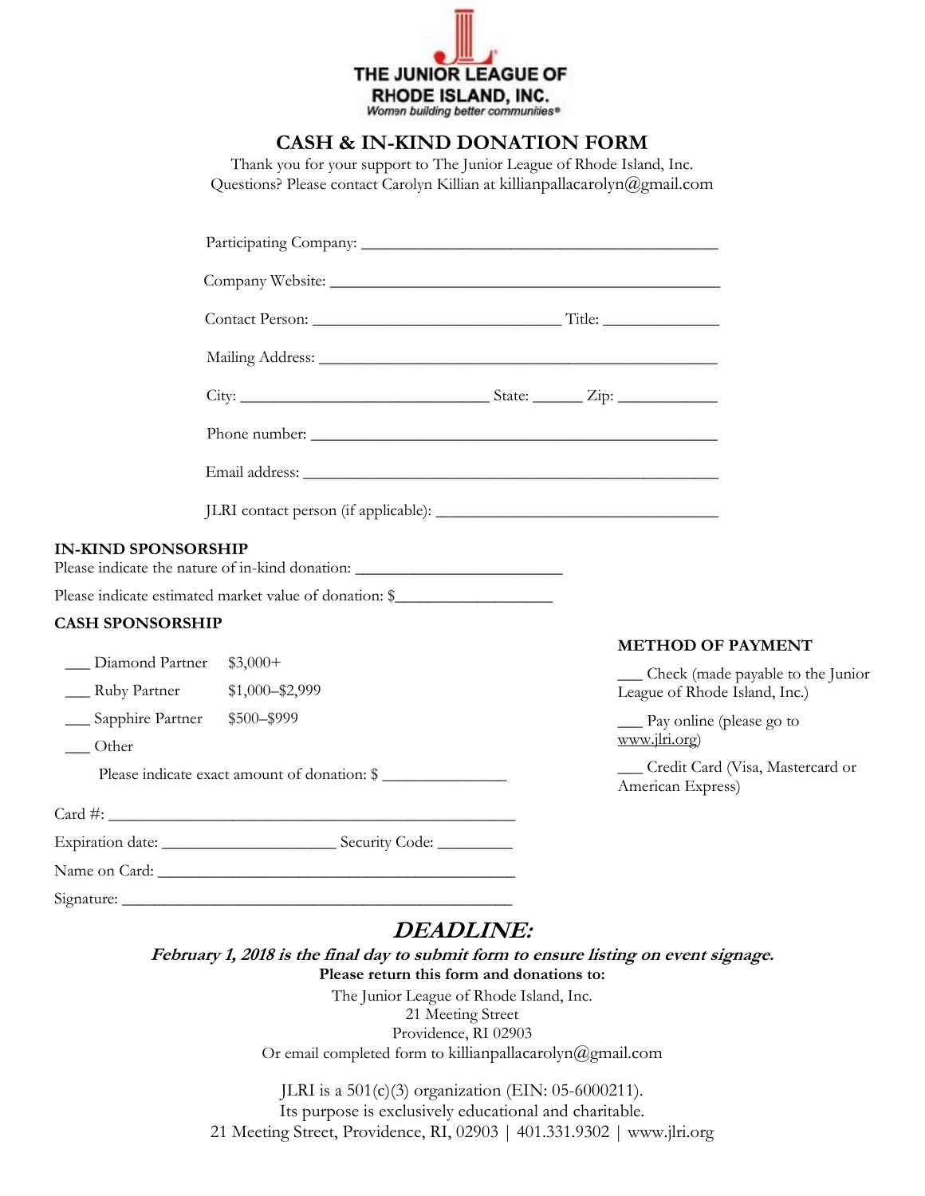THE JUNIOR LEAGUE OF RHODE ISLAND, INC.

*Women building better communities®*

# CASH & IN-KIND DONATION FORM

Thank you for your support to The Junior League of Rhode Island, Inc.
Questions? Please contact Carolyn Killian at killianpallacarolyn@gmail.com

Participating Company: ___________________________________________

Company Website: ______________________________________________

Contact Person: _____________________________ Title: _____________

Mailing Address: _______________________________________________

City: _____________________________ State: ______ Zip: ___________

Phone number: _________________________________________________

Email address: __________________________________________________

JLRI contact person (if applicable): _________________________________

## IN-KIND SPONSORSHIP

Please indicate the nature of in-kind donation: ________________________

Please indicate estimated market value of donation: $__________________

## CASH SPONSORSHIP

___ Diamond Partner $3,000+

___ Ruby Partner $1,000–$2,999

___ Sapphire Partner $500–$999

___ Other

Please indicate exact amount of donation: $ ______________

Card #: ______________________________________________

Expiration date: ____________________ Security Code: ________

Name on Card: ________________________________________

Signature: ____________________________________________

## METHOD OF PAYMENT

___ Check (made payable to the Junior League of Rhode Island, Inc.)

___ Pay online (please go to www.jlri.org)

___ Credit Card (Visa, Mastercard or American Express)

## *DEADLINE:*

***February 1, 2018 is the final day to submit form to ensure listing on event signage.***

**Please return this form and donations to:**

The Junior League of Rhode Island, Inc.
21 Meeting Street
Providence, RI 02903
Or email completed form to killianpallacarolyn@gmail.com

JLRI is a 501(c)(3) organization (EIN: 05-6000211).
Its purpose is exclusively educational and charitable.
21 Meeting Street, Providence, RI, 02903 | 401.331.9302 | www.jlri.org